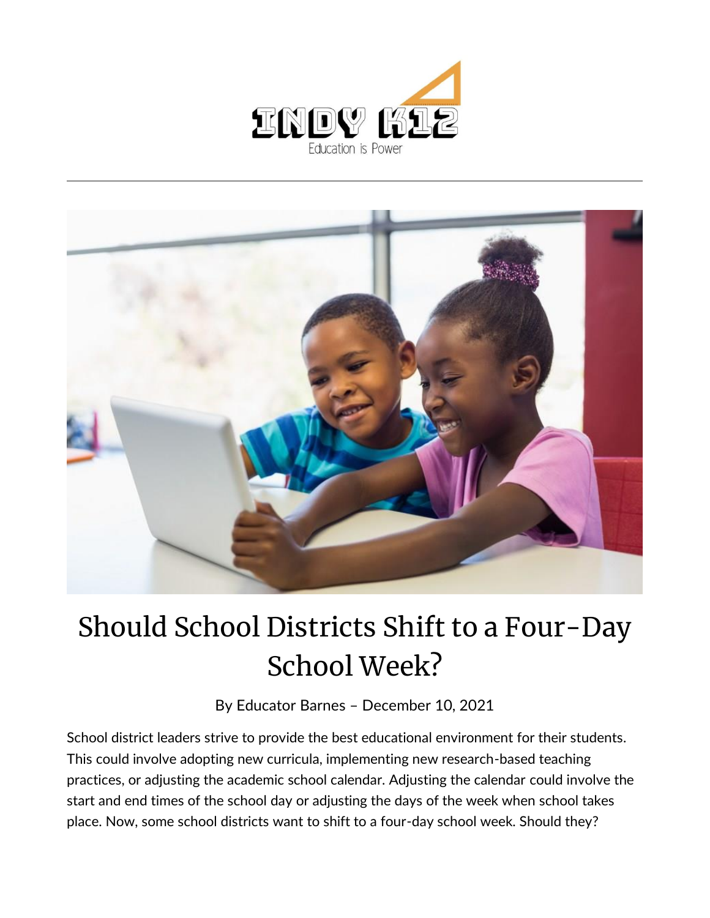INDY K12

Education is Power

# Should School Districts Shift to a Four-Day School Week?

By Educator Barnes – December 10, 2021

School district leaders strive to provide the best educational environment for their students. This could involve adopting new curricula, implementing new research-based teaching practices, or adjusting the academic school calendar. Adjusting the calendar could involve the start and end times of the school day or adjusting the days of the week when school takes place. Now, some school districts want to shift to a four-day school week. Should they?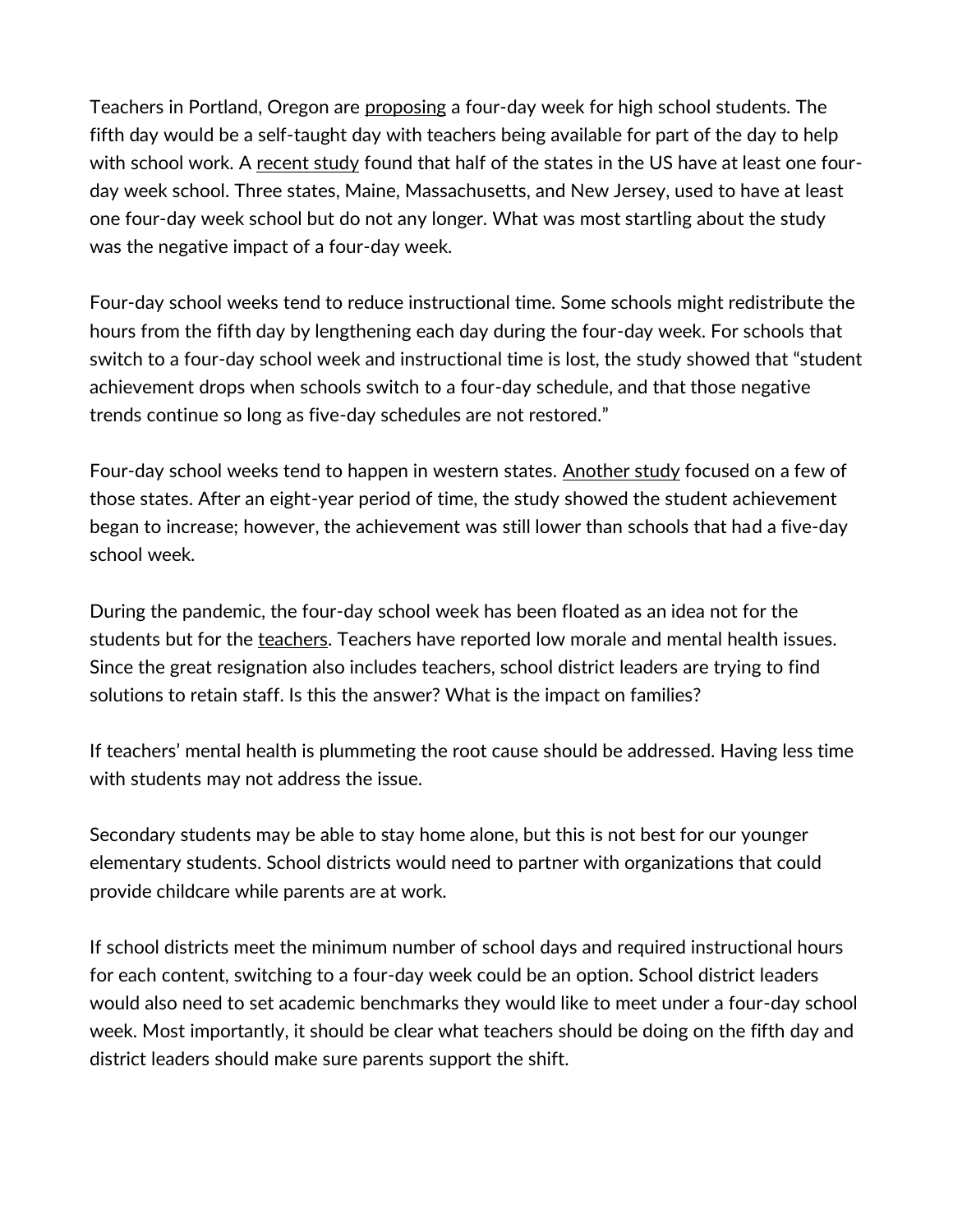Teachers in Portland, Oregon are proposing a four-day week for high school students. The fifth day would be a self-taught day with teachers being available for part of the day to help with school work. A recent study found that half of the states in the US have at least one four-day week school. Three states, Maine, Massachusetts, and New Jersey, used to have at least one four-day week school but do not any longer. What was most startling about the study was the negative impact of a four-day week.

Four-day school weeks tend to reduce instructional time. Some schools might redistribute the hours from the fifth day by lengthening each day during the four-day week. For schools that switch to a four-day school week and instructional time is lost, the study showed that "student achievement drops when schools switch to a four-day schedule, and that those negative trends continue so long as five-day schedules are not restored."

Four-day school weeks tend to happen in western states. Another study focused on a few of those states. After an eight-year period of time, the study showed the student achievement began to increase; however, the achievement was still lower than schools that had a five-day school week.

During the pandemic, the four-day school week has been floated as an idea not for the students but for the teachers. Teachers have reported low morale and mental health issues. Since the great resignation also includes teachers, school district leaders are trying to find solutions to retain staff. Is this the answer? What is the impact on families?

If teachers' mental health is plummeting the root cause should be addressed. Having less time with students may not address the issue.

Secondary students may be able to stay home alone, but this is not best for our younger elementary students. School districts would need to partner with organizations that could provide childcare while parents are at work.

If school districts meet the minimum number of school days and required instructional hours for each content, switching to a four-day week could be an option. School district leaders would also need to set academic benchmarks they would like to meet under a four-day school week. Most importantly, it should be clear what teachers should be doing on the fifth day and district leaders should make sure parents support the shift.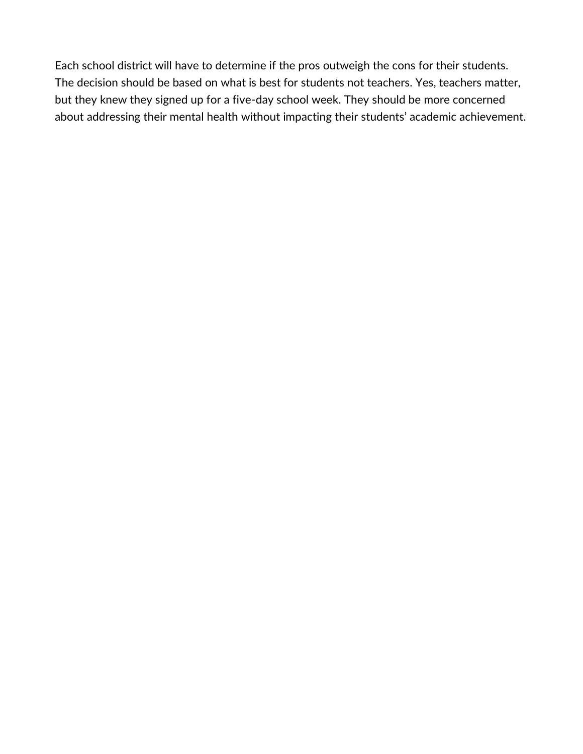Each school district will have to determine if the pros outweigh the cons for their students. The decision should be based on what is best for students not teachers. Yes, teachers matter, but they knew they signed up for a five-day school week. They should be more concerned about addressing their mental health without impacting their students' academic achievement.